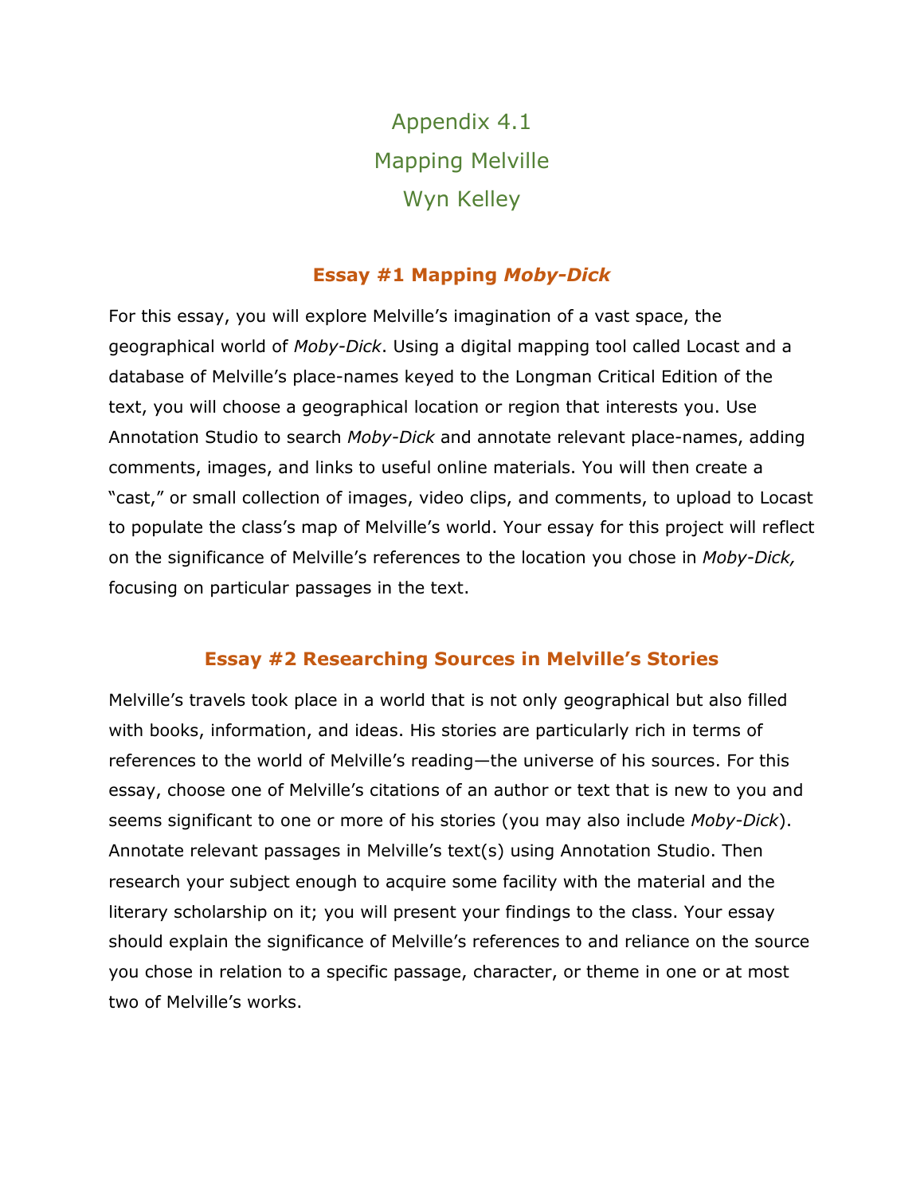# Appendix 4.1
# Mapping Melville
# Wyn Kelley

## Essay #1 Mapping *Moby-Dick*

For this essay, you will explore Melville's imagination of a vast space, the geographical world of *Moby-Dick*. Using a digital mapping tool called Locast and a database of Melville's place-names keyed to the Longman Critical Edition of the text, you will choose a geographical location or region that interests you. Use Annotation Studio to search *Moby-Dick* and annotate relevant place-names, adding comments, images, and links to useful online materials. You will then create a "cast," or small collection of images, video clips, and comments, to upload to Locast to populate the class's map of Melville's world. Your essay for this project will reflect on the significance of Melville's references to the location you chose in *Moby-Dick,* focusing on particular passages in the text.

## Essay #2 Researching Sources in Melville's Stories

Melville's travels took place in a world that is not only geographical but also filled with books, information, and ideas. His stories are particularly rich in terms of references to the world of Melville's reading—the universe of his sources. For this essay, choose one of Melville's citations of an author or text that is new to you and seems significant to one or more of his stories (you may also include *Moby-Dick*). Annotate relevant passages in Melville's text(s) using Annotation Studio. Then research your subject enough to acquire some facility with the material and the literary scholarship on it; you will present your findings to the class. Your essay should explain the significance of Melville's references to and reliance on the source you chose in relation to a specific passage, character, or theme in one or at most two of Melville's works.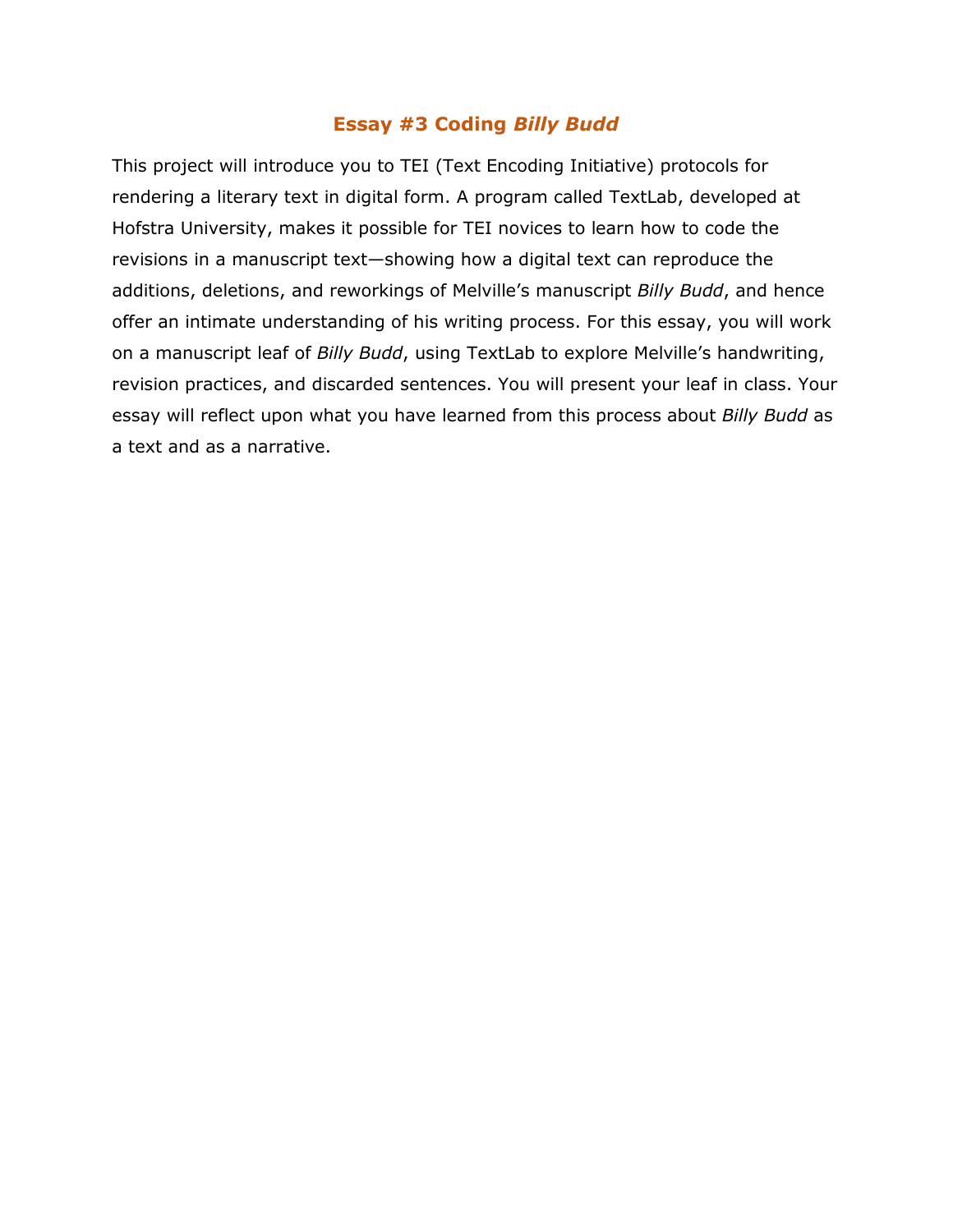## Essay #3 Coding *Billy Budd*

This project will introduce you to TEI (Text Encoding Initiative) protocols for rendering a literary text in digital form. A program called TextLab, developed at Hofstra University, makes it possible for TEI novices to learn how to code the revisions in a manuscript text—showing how a digital text can reproduce the additions, deletions, and reworkings of Melville's manuscript *Billy Budd*, and hence offer an intimate understanding of his writing process. For this essay, you will work on a manuscript leaf of *Billy Budd*, using TextLab to explore Melville's handwriting, revision practices, and discarded sentences. You will present your leaf in class. Your essay will reflect upon what you have learned from this process about *Billy Budd* as a text and as a narrative.